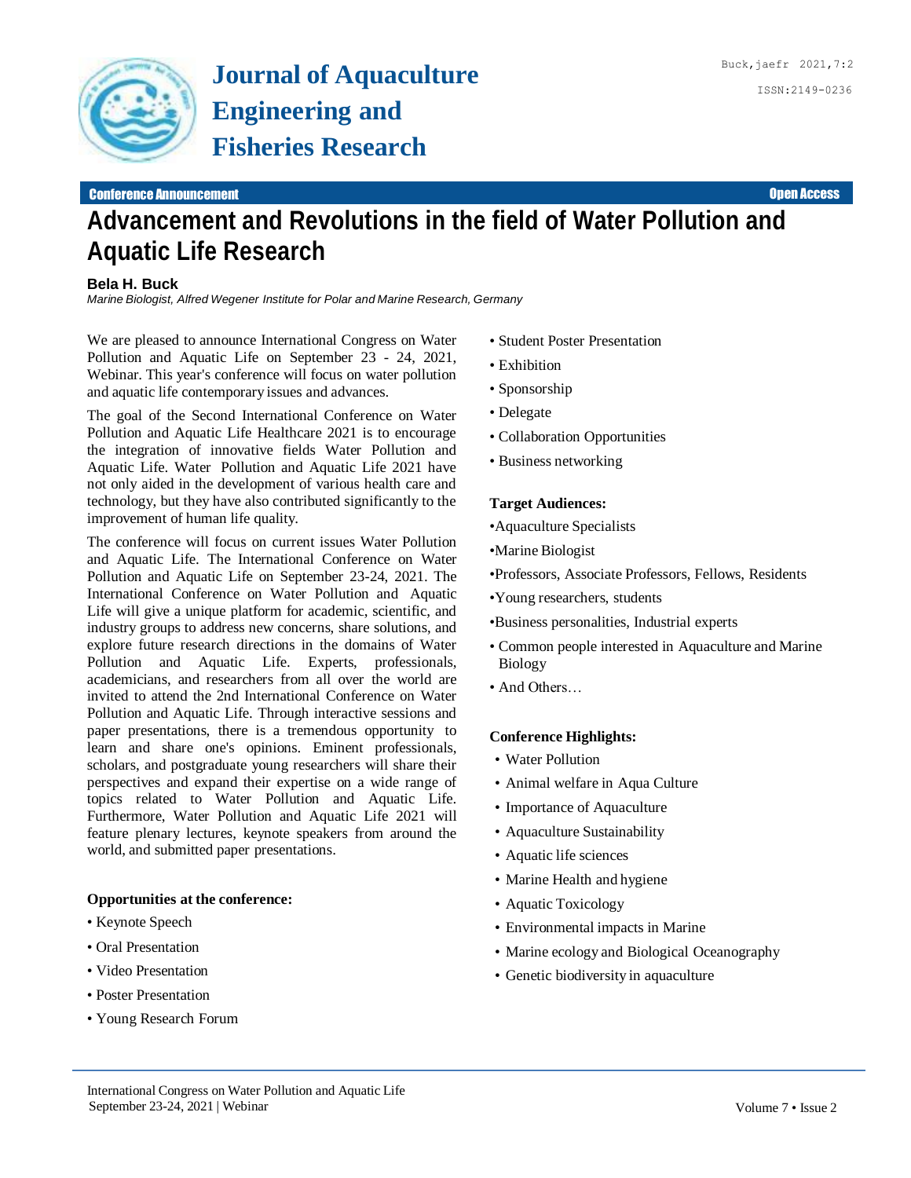# Advancement and Revolutions in the field of Water Pollution and Aquatic Life Research

**Bela H. Buck**

*Marine Biologist, Alfred Wegener Institute for Polar and Marine Research, Germany*

We are pleased to announce International Congress on Water Pollution and Aquatic Life on September 23 - 24, 2021, Webinar. This year's conference will focus on water pollution and aquatic life contemporary issues and advances.

The goal of the Second International Conference on Water Pollution and Aquatic Life Healthcare 2021 is to encourage the integration of innovative fields Water Pollution and Aquatic Life. Water Pollution and Aquatic Life 2021 have not only aided in the development of various health care and technology, but they have also contributed significantly to the improvement of human life quality.

The conference will focus on current issues Water Pollution and Aquatic Life. The International Conference on Water Pollution and Aquatic Life on September 23-24, 2021. The International Conference on Water Pollution and Aquatic Life will give a unique platform for academic, scientific, and industry groups to address new concerns, share solutions, and explore future research directions in the domains of Water Pollution and Aquatic Life. Experts, professionals, academicians, and researchers from all over the world are invited to attend the 2nd International Conference on Water Pollution and Aquatic Life. Through interactive sessions and paper presentations, there is a tremendous opportunity to learn and share one's opinions. Eminent professionals, scholars, and postgraduate young researchers will share their perspectives and expand their expertise on a wide range of topics related to Water Pollution and Aquatic Life. Furthermore, Water Pollution and Aquatic Life 2021 will feature plenary lectures, keynote speakers from around the world, and submitted paper presentations.

**Opportunities at the conference:**

- Keynote Speech
- Oral Presentation
- Video Presentation
- Poster Presentation
- Young Research Forum
- Student Poster Presentation
- Exhibition
- Sponsorship
- Delegate
- Collaboration Opportunities
- Business networking

**Target Audiences:**

- Aquaculture Specialists
- Marine Biologist
- Professors, Associate Professors, Fellows, Residents
- Young researchers, students
- Business personalities, Industrial experts
- Common people interested in Aquaculture and Marine Biology
- And Others…

**Conference Highlights:**

- Water Pollution
- Animal welfare in Aqua Culture
- Importance of Aquaculture
- Aquaculture Sustainability
- Aquatic life sciences
- Marine Health and hygiene
- Aquatic Toxicology
- Environmental impacts in Marine
- Marine ecology and Biological Oceanography
- Genetic biodiversity in aquaculture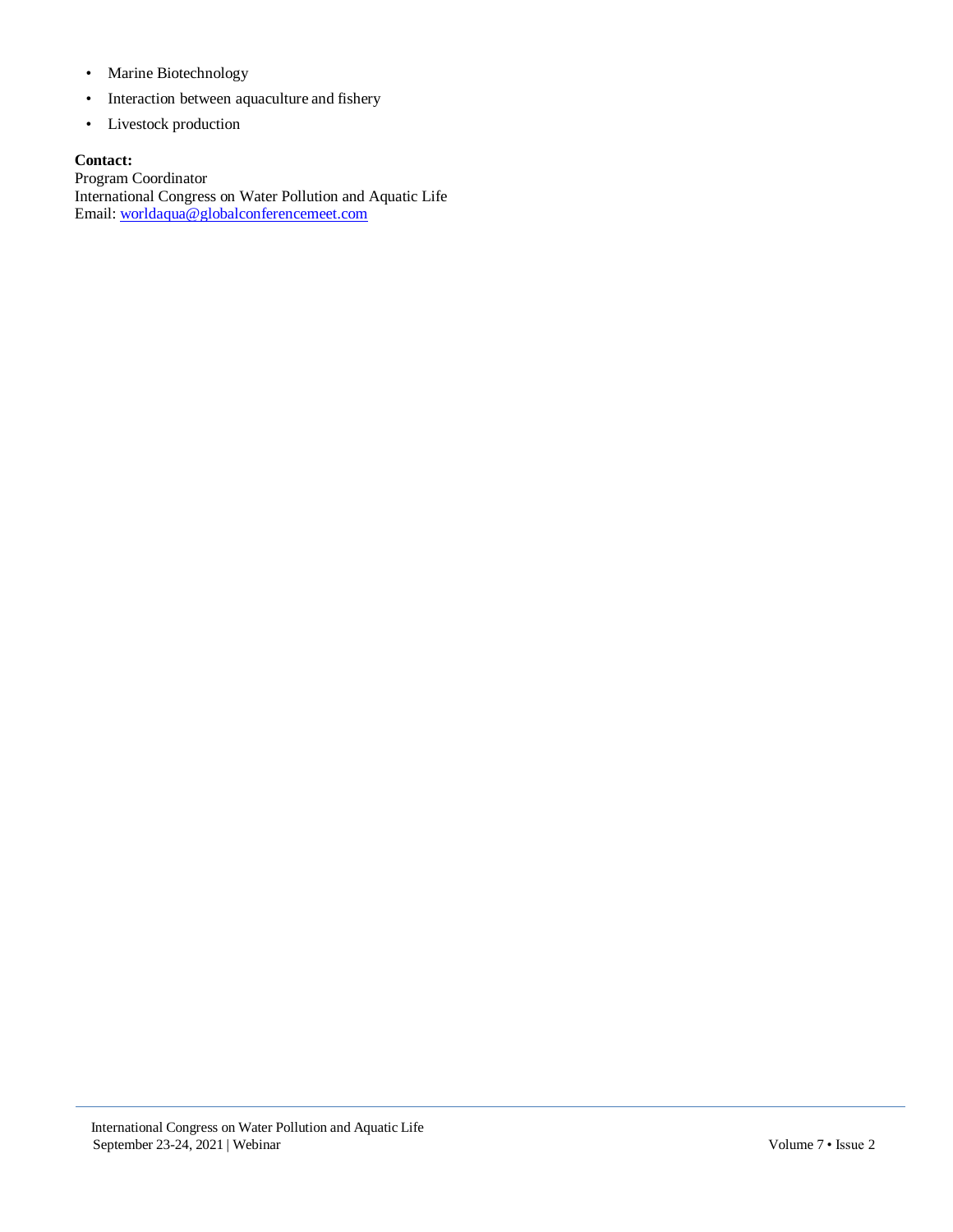- Marine Biotechnology
- Interaction between aquaculture and fishery
- Livestock production

**Contact:**
Program Coordinator
International Congress on Water Pollution and Aquatic Life
Email: worldaqua@globalconferencemeet.com